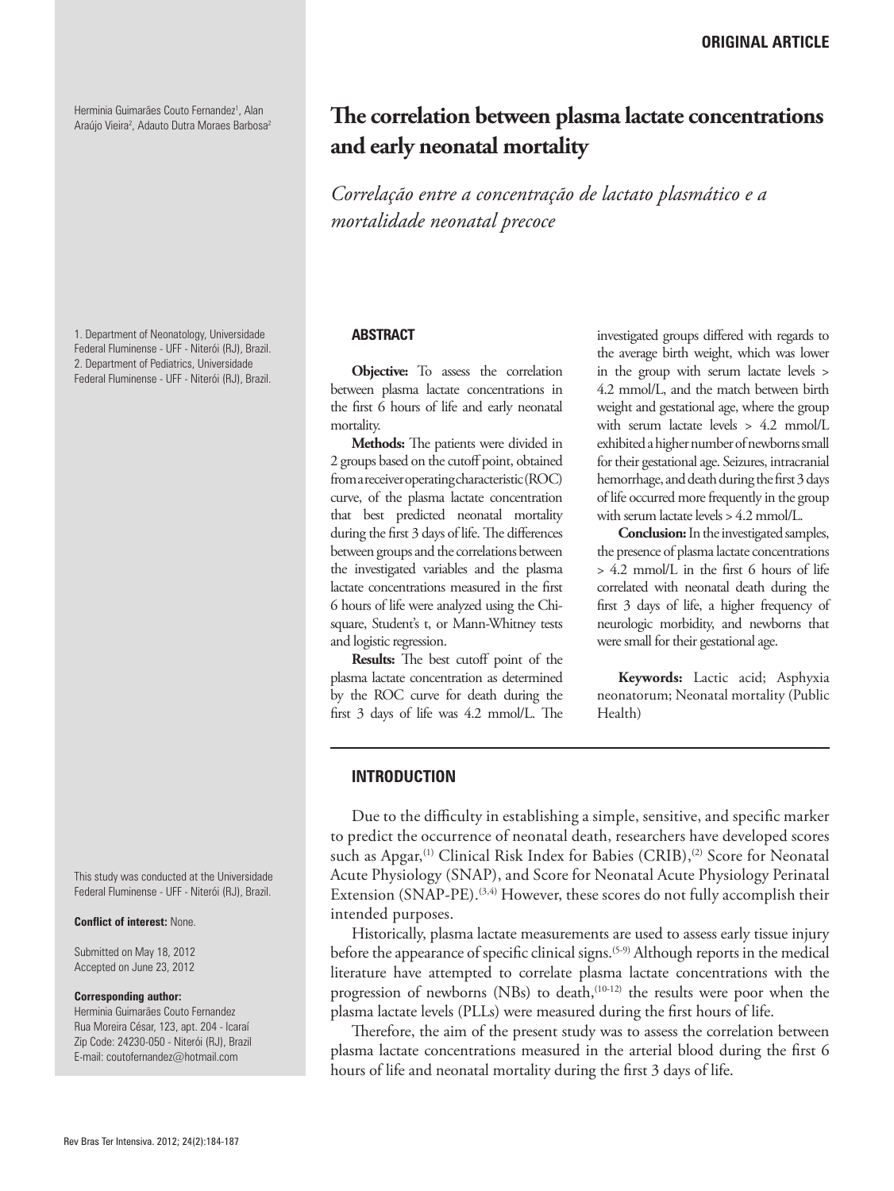ORIGINAL ARTICLE

# The correlation between plasma lactate concentrations and early neonatal mortality

*Correlação entre a concentração de lactato plasmático e a mortalidade neonatal precoce*

Herminia Guimarães Couto Fernandez[1], Alan Araújo Vieira[2], Adauto Dutra Moraes Barbosa[2]

1. Department of Neonatology, Universidade Federal Fluminense - UFF - Niterói (RJ), Brazil.
2. Department of Pediatrics, Universidade Federal Fluminense - UFF - Niterói (RJ), Brazil.

This study was conducted at the Universidade Federal Fluminense - UFF - Niterói (RJ), Brazil.

**Conflict of interest:** None.

Submitted on May 18, 2012
Accepted on June 23, 2012

**Corresponding author:**
Herminia Guimarães Couto Fernandez
Rua Moreira César, 123, apt. 204 - Icaraí
Zip Code: 24230-050 - Niterói (RJ), Brazil
E-mail: coutofernandez@hotmail.com

## ABSTRACT

**Objective:** To assess the correlation between plasma lactate concentrations in the first 6 hours of life and early neonatal mortality.

**Methods:** The patients were divided in 2 groups based on the cutoff point, obtained from a receiver operating characteristic (ROC) curve, of the plasma lactate concentration that best predicted neonatal mortality during the first 3 days of life. The differences between groups and the correlations between the investigated variables and the plasma lactate concentrations measured in the first 6 hours of life were analyzed using the Chi-square, Student's t, or Mann-Whitney tests and logistic regression.

**Results:** The best cutoff point of the plasma lactate concentration as determined by the ROC curve for death during the first 3 days of life was 4.2 mmol/L. The investigated groups differed with regards to the average birth weight, which was lower in the group with serum lactate levels > 4.2 mmol/L, and the match between birth weight and gestational age, where the group with serum lactate levels > 4.2 mmol/L exhibited a higher number of newborns small for their gestational age. Seizures, intracranial hemorrhage, and death during the first 3 days of life occurred more frequently in the group with serum lactate levels > 4.2 mmol/L.

**Conclusion:** In the investigated samples, the presence of plasma lactate concentrations > 4.2 mmol/L in the first 6 hours of life correlated with neonatal death during the first 3 days of life, a higher frequency of neurologic morbidity, and newborns that were small for their gestational age.

**Keywords:** Lactic acid; Asphyxia neonatorum; Neonatal mortality (Public Health)

## INTRODUCTION

Due to the difficulty in establishing a simple, sensitive, and specific marker to predict the occurrence of neonatal death, researchers have developed scores such as Apgar,[(1)] Clinical Risk Index for Babies (CRIB),[(2)] Score for Neonatal Acute Physiology (SNAP), and Score for Neonatal Acute Physiology Perinatal Extension (SNAP-PE).[(3,4)] However, these scores do not fully accomplish their intended purposes.

Historically, plasma lactate measurements are used to assess early tissue injury before the appearance of specific clinical signs.[(5-9)] Although reports in the medical literature have attempted to correlate plasma lactate concentrations with the progression of newborns (NBs) to death,[(10-12)] the results were poor when the plasma lactate levels (PLLs) were measured during the first hours of life.

Therefore, the aim of the present study was to assess the correlation between plasma lactate concentrations measured in the arterial blood during the first 6 hours of life and neonatal mortality during the first 3 days of life.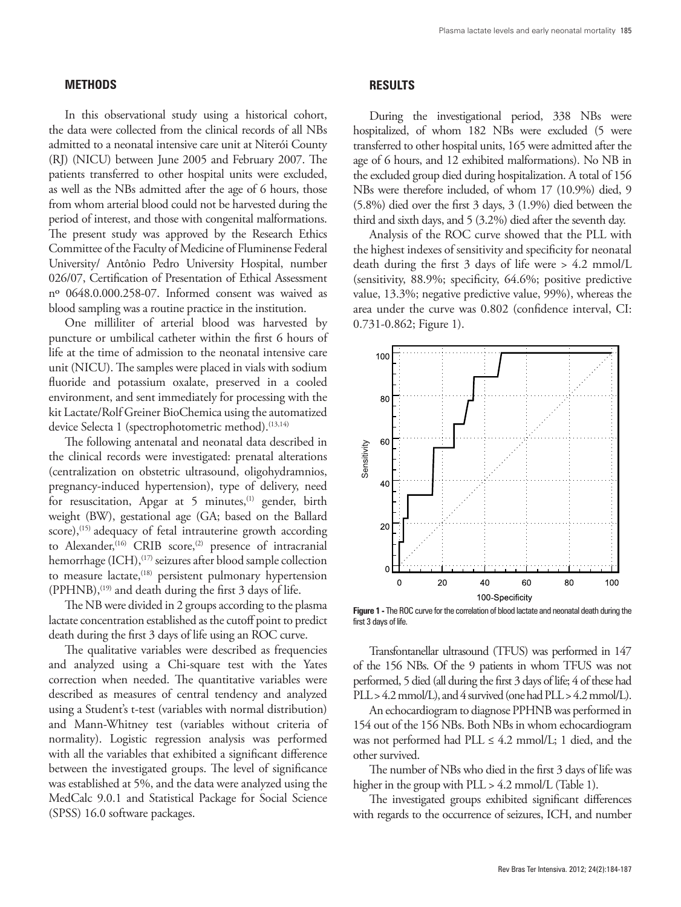## METHODS

In this observational study using a historical cohort, the data were collected from the clinical records of all NBs admitted to a neonatal intensive care unit at Niterói County (RJ) (NICU) between June 2005 and February 2007. The patients transferred to other hospital units were excluded, as well as the NBs admitted after the age of 6 hours, those from whom arterial blood could not be harvested during the period of interest, and those with congenital malformations. The present study was approved by the Research Ethics Committee of the Faculty of Medicine of Fluminense Federal University/ Antônio Pedro University Hospital, number 026/07, Certification of Presentation of Ethical Assessment nº 0648.0.000.258-07. Informed consent was waived as blood sampling was a routine practice in the institution.

One milliliter of arterial blood was harvested by puncture or umbilical catheter within the first 6 hours of life at the time of admission to the neonatal intensive care unit (NICU). The samples were placed in vials with sodium fluoride and potassium oxalate, preserved in a cooled environment, and sent immediately for processing with the kit Lactate/Rolf Greiner BioChemica using the automatized device Selecta 1 (spectrophotometric method).[13,14]

The following antenatal and neonatal data described in the clinical records were investigated: prenatal alterations (centralization on obstetric ultrasound, oligohydramnios, pregnancy-induced hypertension), type of delivery, need for resuscitation, Apgar at 5 minutes,[1] gender, birth weight (BW), gestational age (GA; based on the Ballard score),[15] adequacy of fetal intrauterine growth according to Alexander,[16] CRIB score,[2] presence of intracranial hemorrhage (ICH),[17] seizures after blood sample collection to measure lactate,[18] persistent pulmonary hypertension (PPHNB),[19] and death during the first 3 days of life.

The NB were divided in 2 groups according to the plasma lactate concentration established as the cutoff point to predict death during the first 3 days of life using an ROC curve.

The qualitative variables were described as frequencies and analyzed using a Chi-square test with the Yates correction when needed. The quantitative variables were described as measures of central tendency and analyzed using a Student's t-test (variables with normal distribution) and Mann-Whitney test (variables without criteria of normality). Logistic regression analysis was performed with all the variables that exhibited a significant difference between the investigated groups. The level of significance was established at 5%, and the data were analyzed using the MedCalc 9.0.1 and Statistical Package for Social Science (SPSS) 16.0 software packages.

## RESULTS

During the investigational period, 338 NBs were hospitalized, of whom 182 NBs were excluded (5 were transferred to other hospital units, 165 were admitted after the age of 6 hours, and 12 exhibited malformations). No NB in the excluded group died during hospitalization. A total of 156 NBs were therefore included, of whom 17 (10.9%) died, 9 (5.8%) died over the first 3 days, 3 (1.9%) died between the third and sixth days, and 5 (3.2%) died after the seventh day.

Analysis of the ROC curve showed that the PLL with the highest indexes of sensitivity and specificity for neonatal death during the first 3 days of life were > 4.2 mmol/L (sensitivity, 88.9%; specificity, 64.6%; positive predictive value, 13.3%; negative predictive value, 99%), whereas the area under the curve was 0.802 (confidence interval, CI: 0.731-0.862; Figure 1).

**Figure 1 -** The ROC curve for the correlation of blood lactate and neonatal death during the first 3 days of life.

Transfontanellar ultrasound (TFUS) was performed in 147 of the 156 NBs. Of the 9 patients in whom TFUS was not performed, 5 died (all during the first 3 days of life; 4 of these had PLL > 4.2 mmol/L), and 4 survived (one had PLL > 4.2 mmol/L).

An echocardiogram to diagnose PPHNB was performed in 154 out of the 156 NBs. Both NBs in whom echocardiogram was not performed had PLL ≤ 4.2 mmol/L; 1 died, and the other survived.

The number of NBs who died in the first 3 days of life was higher in the group with PLL > 4.2 mmol/L (Table 1).

The investigated groups exhibited significant differences with regards to the occurrence of seizures, ICH, and number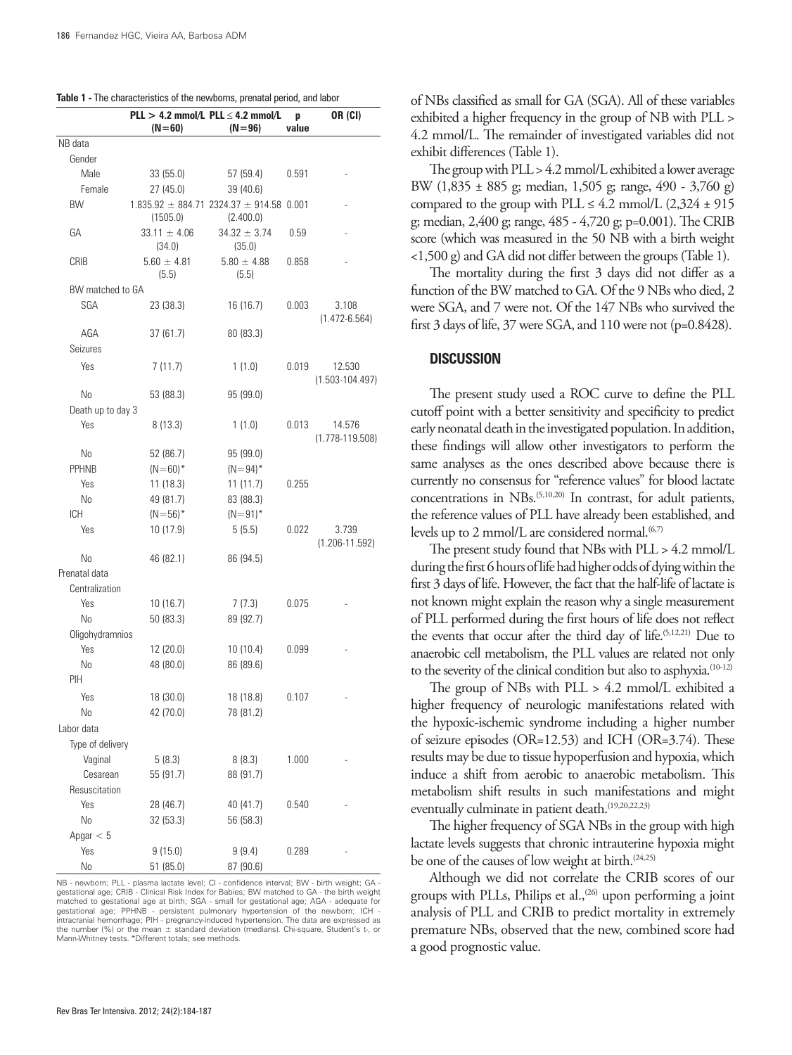**Table 1 -** The characteristics of the newborns, prenatal period, and labor

| | PLL > 4.2 mmol/L (N=60) | PLL ≤ 4.2 mmol/L (N=96) | p value | OR (CI) |
|---|---|---|---|---|
| NB data | | | | |
| Gender | | | | |
| Male | 33 (55.0) | 57 (59.4) | 0.591 | - |
| Female | 27 (45.0) | 39 (40.6) | | |
| BW | 1.835.92 ± 884.71 (1505.0) | 2324.37 ± 914.58 (2.400.0) | 0.001 | - |
| GA | 33.11 ± 4.06 (34.0) | 34.32 ± 3.74 (35.0) | 0.59 | - |
| CRIB | 5.60 ± 4.81 (5.5) | 5.80 ± 4.88 (5.5) | 0.858 | - |
| BW matched to GA | | | | |
| SGA | 23 (38.3) | 16 (16.7) | 0.003 | 3.108 (1.472-6.564) |
| AGA | 37 (61.7) | 80 (83.3) | | |
| Seizures | | | | |
| Yes | 7 (11.7) | 1 (1.0) | 0.019 | 12.530 (1.503-104.497) |
| No | 53 (88.3) | 95 (99.0) | | |
| Death up to day 3 | | | | |
| Yes | 8 (13.3) | 1 (1.0) | 0.013 | 14.576 (1.778-119.508) |
| No | 52 (86.7) | 95 (99.0) | | |
| PPHNB | (N=60)* | (N=94)* | | |
| Yes | 11 (18.3) | 11 (11.7) | 0.255 | |
| No | 49 (81.7) | 83 (88.3) | | |
| ICH | (N=56)* | (N=91)* | | |
| Yes | 10 (17.9) | 5 (5.5) | 0.022 | 3.739 (1.206-11.592) |
| No | 46 (82.1) | 86 (94.5) | | |
| Prenatal data | | | | |
| Centralization | | | | |
| Yes | 10 (16.7) | 7 (7.3) | 0.075 | - |
| No | 50 (83.3) | 89 (92.7) | | |
| Oligohydramnios | | | | |
| Yes | 12 (20.0) | 10 (10.4) | 0.099 | - |
| No | 48 (80.0) | 86 (89.6) | | |
| PIH | | | | |
| Yes | 18 (30.0) | 18 (18.8) | 0.107 | - |
| No | 42 (70.0) | 78 (81.2) | | |
| Labor data | | | | |
| Type of delivery | | | | |
| Vaginal | 5 (8.3) | 8 (8.3) | 1.000 | - |
| Cesarean | 55 (91.7) | 88 (91.7) | | |
| Resuscitation | | | | |
| Yes | 28 (46.7) | 40 (41.7) | 0.540 | - |
| No | 32 (53.3) | 56 (58.3) | | |
| Apgar < 5 | | | | |
| Yes | 9 (15.0) | 9 (9.4) | 0.289 | - |
| No | 51 (85.0) | 87 (90.6) | | |

NB - newborn; PLL - plasma lactate level; CI - confidence interval; BW - birth weight; GA - gestational age; CRIB - Clinical Risk Index for Babies; BW matched to GA - the birth weight matched to gestational age at birth; SGA - small for gestational age; AGA - adequate for gestational age; PPHNB - persistent pulmonary hypertension of the newborn; ICH - intracranial hemorrhage; PIH - pregnancy-induced hypertension. The data are expressed as the number (%) or the mean ± standard deviation (medians). Chi-square, Student's t-, or Mann-Whitney tests. *Different totals; see methods.

of NBs classified as small for GA (SGA). All of these variables exhibited a higher frequency in the group of NB with PLL > 4.2 mmol/L. The remainder of investigated variables did not exhibit differences (Table 1).

The group with PLL > 4.2 mmol/L exhibited a lower average BW (1,835 ± 885 g; median, 1,505 g; range, 490 - 3,760 g) compared to the group with PLL ≤ 4.2 mmol/L (2,324 ± 915 g; median, 2,400 g; range, 485 - 4,720 g; p=0.001). The CRIB score (which was measured in the 50 NB with a birth weight <1,500 g) and GA did not differ between the groups (Table 1).

The mortality during the first 3 days did not differ as a function of the BW matched to GA. Of the 9 NBs who died, 2 were SGA, and 7 were not. Of the 147 NBs who survived the first 3 days of life, 37 were SGA, and 110 were not (p=0.8428).

## DISCUSSION

The present study used a ROC curve to define the PLL cutoff point with a better sensitivity and specificity to predict early neonatal death in the investigated population. In addition, these findings will allow other investigators to perform the same analyses as the ones described above because there is currently no consensus for "reference values" for blood lactate concentrations in NBs.[5,10,20] In contrast, for adult patients, the reference values of PLL have already been established, and levels up to 2 mmol/L are considered normal.[6,7]

The present study found that NBs with PLL > 4.2 mmol/L during the first 6 hours of life had higher odds of dying within the first 3 days of life. However, the fact that the half-life of lactate is not known might explain the reason why a single measurement of PLL performed during the first hours of life does not reflect the events that occur after the third day of life.[5,12,21] Due to anaerobic cell metabolism, the PLL values are related not only to the severity of the clinical condition but also to asphyxia.[10-12]

The group of NBs with PLL > 4.2 mmol/L exhibited a higher frequency of neurologic manifestations related with the hypoxic-ischemic syndrome including a higher number of seizure episodes (OR=12.53) and ICH (OR=3.74). These results may be due to tissue hypoperfusion and hypoxia, which induce a shift from aerobic to anaerobic metabolism. This metabolism shift results in such manifestations and might eventually culminate in patient death.[19,20,22,23]

The higher frequency of SGA NBs in the group with high lactate levels suggests that chronic intrauterine hypoxia might be one of the causes of low weight at birth.[24,25]

Although we did not correlate the CRIB scores of our groups with PLLs, Philips et al.,[26] upon performing a joint analysis of PLL and CRIB to predict mortality in extremely premature NBs, observed that the new, combined score had a good prognostic value.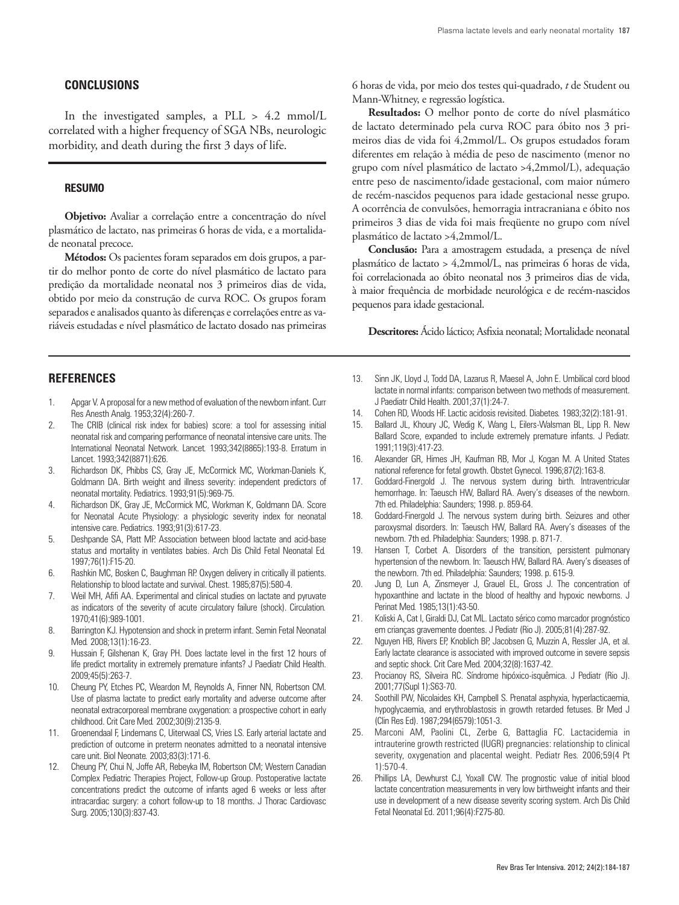## CONCLUSIONS

In the investigated samples, a PLL > 4.2 mmol/L correlated with a higher frequency of SGA NBs, neurologic morbidity, and death during the first 3 days of life.

## RESUMO

**Objetivo:** Avaliar a correlação entre a concentração do nível plasmático de lactato, nas primeiras 6 horas de vida, e a mortalidade neonatal precoce.

**Métodos:** Os pacientes foram separados em dois grupos, a partir do melhor ponto de corte do nível plasmático de lactato para predição da mortalidade neonatal nos 3 primeiros dias de vida, obtido por meio da construção de curva ROC. Os grupos foram separados e analisados quanto às diferenças e correlações entre as variáveis estudadas e nível plasmático de lactato dosado nas primeiras 6 horas de vida, por meio dos testes qui-quadrado, *t* de Student ou Mann-Whitney, e regressão logística.

**Resultados:** O melhor ponto de corte do nível plasmático de lactato determinado pela curva ROC para óbito nos 3 primeiros dias de vida foi 4,2mmol/L. Os grupos estudados foram diferentes em relação à média de peso de nascimento (menor no grupo com nível plasmático de lactato >4,2mmol/L), adequação entre peso de nascimento/idade gestacional, com maior número de recém-nascidos pequenos para idade gestacional nesse grupo. A ocorrência de convulsões, hemorragia intracraniana e óbito nos primeiros 3 dias de vida foi mais freqüente no grupo com nível plasmático de lactato >4,2mmol/L.

**Conclusão:** Para a amostragem estudada, a presença de nível plasmático de lactato > 4,2mmol/L, nas primeiras 6 horas de vida, foi correlacionada ao óbito neonatal nos 3 primeiros dias de vida, à maior frequência de morbidade neurológica e de recém-nascidos pequenos para idade gestacional.

**Descritores:** Ácido láctico; Asfixia neonatal; Mortalidade neonatal

## REFERENCES

1. Apgar V. A proposal for a new method of evaluation of the newborn infant. Curr Res Anesth Analg. 1953;32(4):260-7.
2. The CRIB (clinical risk index for babies) score: a tool for assessing initial neonatal risk and comparing performance of neonatal intensive care units. The International Neonatal Network. Lancet. 1993;342(8865):193-8. Erratum in Lancet. 1993;342(8871):626.
3. Richardson DK, Phibbs CS, Gray JE, McCormick MC, Workman-Daniels K, Goldmann DA. Birth weight and illness severity: independent predictors of neonatal mortality. Pediatrics. 1993;91(5):969-75.
4. Richardson DK, Gray JE, McCormick MC, Workman K, Goldmann DA. Score for Neonatal Acute Physiology: a physiologic severity index for neonatal intensive care. Pediatrics. 1993;91(3):617-23.
5. Deshpande SA, Platt MP. Association between blood lactate and acid-base status and mortality in ventilates babies. Arch Dis Child Fetal Neonatal Ed. 1997;76(1):F15-20.
6. Rashkin MC, Bosken C, Baughman RP. Oxygen delivery in critically ill patients. Relationship to blood lactate and survival. Chest. 1985;87(5):580-4.
7. Weil MH, Afifi AA. Experimental and clinical studies on lactate and pyruvate as indicators of the severity of acute circulatory failure (shock). Circulation. 1970;41(6):989-1001.
8. Barrington KJ. Hypotension and shock in preterm infant. Semin Fetal Neonatal Med. 2008;13(1):16-23.
9. Hussain F, Gilshenan K, Gray PH. Does lactate level in the first 12 hours of life predict mortality in extremely premature infants? J Paediatr Child Health. 2009;45(5):263-7.
10. Cheung PY, Etches PC, Weardon M, Reynolds A, Finner NN, Robertson CM. Use of plasma lactate to predict early mortality and adverse outcome after neonatal extracorporeal membrane oxygenation: a prospective cohort in early childhood. Crit Care Med. 2002;30(9):2135-9.
11. Groenendaal F, Lindemans C, Uiterwaal CS, Vries LS. Early arterial lactate and prediction of outcome in preterm neonates admitted to a neonatal intensive care unit. Biol Neonate. 2003;83(3):171-6.
12. Cheung PY, Chui N, Joffe AR, Rebeyka IM, Robertson CM; Western Canadian Complex Pediatric Therapies Project, Follow-up Group. Postoperative lactate concentrations predict the outcome of infants aged 6 weeks or less after intracardiac surgery: a cohort follow-up to 18 months. J Thorac Cardiovasc Surg. 2005;130(3):837-43.
13. Sinn JK, Lloyd J, Todd DA, Lazarus R, Maesel A, John E. Umbilical cord blood lactate in normal infants: comparison between two methods of measurement. J Paediatr Child Health. 2001;37(1):24-7.
14. Cohen RD, Woods HF. Lactic acidosis revisited. Diabetes. 1983;32(2):181-91.
15. Ballard JL, Khoury JC, Wedig K, Wang L, Eilers-Walsman BL, Lipp R. New Ballard Score, expanded to include extremely premature infants. J Pediatr. 1991;119(3):417-23.
16. Alexander GR, Himes JH, Kaufman RB, Mor J, Kogan M. A United States national reference for fetal growth. Obstet Gynecol. 1996;87(2):163-8.
17. Goddard-Finergold J. The nervous system during birth. Intraventricular hemorrhage. In: Taeusch HW, Ballard RA. Avery's diseases of the newborn. 7th ed. Philadelphia: Saunders; 1998. p. 859-64.
18. Goddard-Finergold J. The nervous system during birth. Seizures and other paroxysmal disorders. In: Taeusch HW, Ballard RA. Avery's diseases of the newborn. 7th ed. Philadelphia: Saunders; 1998. p. 871-7.
19. Hansen T, Corbet A. Disorders of the transition, persistent pulmonary hypertension of the newborn. In: Taeusch HW, Ballard RA. Avery's diseases of the newborn. 7th ed. Philadelphia: Saunders; 1998. p. 615-9.
20. Jung D, Lun A, Zinsmeyer J, Grauel EL, Gross J. The concentration of hypoxanthine and lactate in the blood of healthy and hypoxic newborns. J Perinat Med. 1985;13(1):43-50.
21. Koliski A, Cat I, Giraldi DJ, Cat ML. Lactato sérico como marcador prognóstico em crianças gravemente doentes. J Pediatr (Rio J). 2005;81(4):287-92.
22. Nguyen HB, Rivers EP, Knoblich BP, Jacobsen G, Muzzin A, Ressler JA, et al. Early lactate clearance is associated with improved outcome in severe sepsis and septic shock. Crit Care Med. 2004;32(8):1637-42.
23. Procianoy RS, Silveira RC. Síndrome hipóxico-isquêmica. J Pediatr (Rio J). 2001;77(Supl 1):S63-70.
24. Soothill PW, Nicolaides KH, Campbell S. Prenatal asphyxia, hyperlacticaemia, hypoglycaemia, and erythroblastosis in growth retarded fetuses. Br Med J (Clin Res Ed). 1987;294(6579):1051-3.
25. Marconi AM, Paolini CL, Zerbe G, Battaglia FC. Lactacidemia in intrauterine growth restricted (IUGR) pregnancies: relationship to clinical severity, oxygenation and placental weight. Pediatr Res. 2006;59(4 Pt 1):570-4.
26. Phillips LA, Dewhurst CJ, Yoxall CW. The prognostic value of initial blood lactate concentration measurements in very low birthweight infants and their use in development of a new disease severity scoring system. Arch Dis Child Fetal Neonatal Ed. 2011;96(4):F275-80.